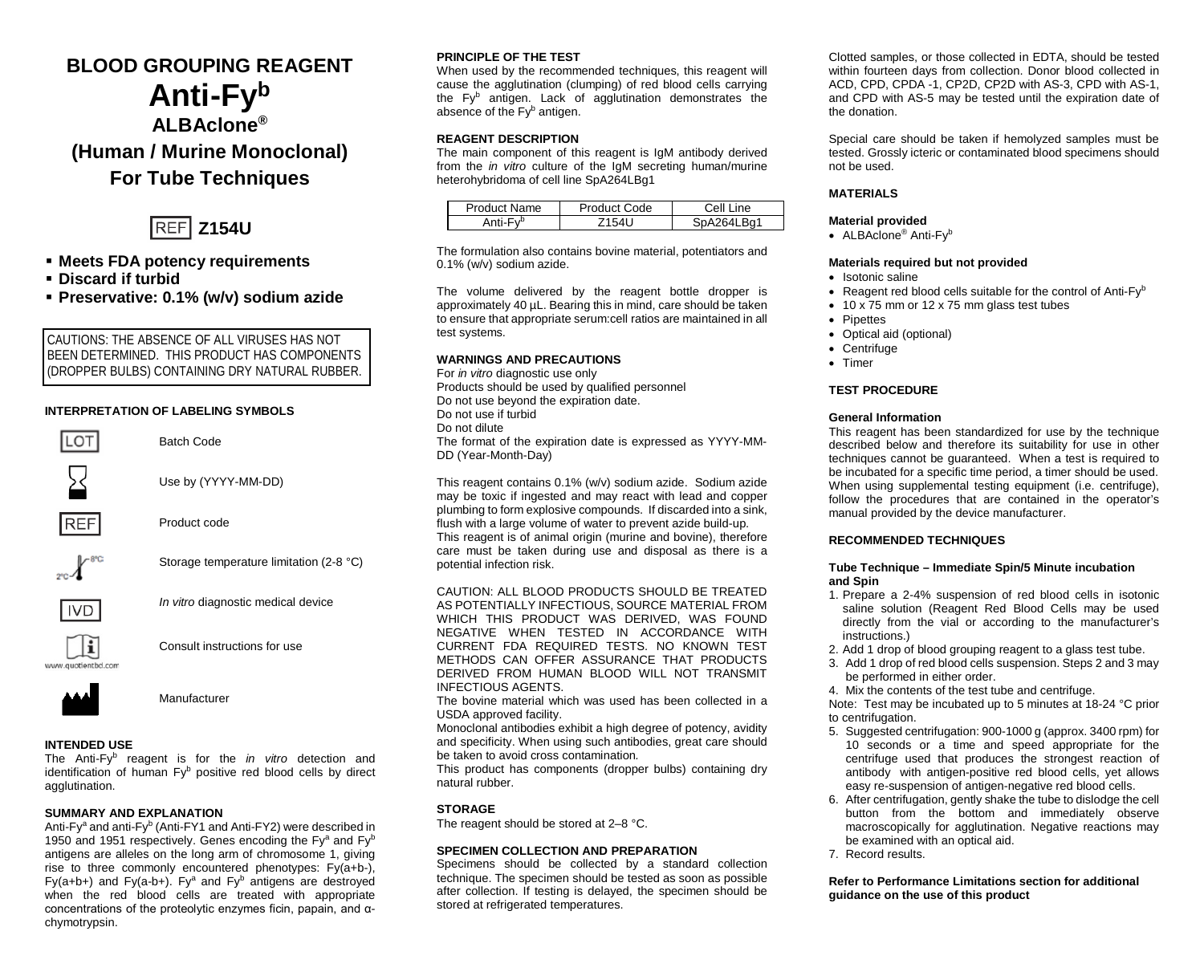# BLOOD GROUPING REAGENT

# Anti-Fy$^b$

## ALBAclone®

## (Human / Murine Monoclonal)

## For Tube Techniques

REF **Z154U**

- **Meets FDA potency requirements**
- **Discard if turbid**
- **Preservative: 0.1% (w/v) sodium azide**

CAUTIONS: THE ABSENCE OF ALL VIRUSES HAS NOT BEEN DETERMINED. THIS PRODUCT HAS COMPONENTS (DROPPER BULBS) CONTAINING DRY NATURAL RUBBER.

### INTERPRETATION OF LABELING SYMBOLS

| Symbol | Meaning |
|---|---|
| LOT | Batch Code |
| (hourglass) | Use by (YYYY-MM-DD) |
| REF | Product code |
| 2°C–8°C | Storage temperature limitation (2-8 °C) |
| IVD | *In vitro* diagnostic medical device |
| i (www.quotientbd.com) | Consult instructions for use |
| (factory) | Manufacturer |

### INTENDED USE

The Anti-Fy$^b$ reagent is for the *in vitro* detection and identification of human Fy$^b$ positive red blood cells by direct agglutination.

### SUMMARY AND EXPLANATION

Anti-Fy$^a$ and anti-Fy$^b$ (Anti-FY1 and Anti-FY2) were described in 1950 and 1951 respectively. Genes encoding the Fy$^a$ and Fy$^b$ antigens are alleles on the long arm of chromosome 1, giving rise to three commonly encountered phenotypes: Fy(a+b-), Fy(a+b+) and Fy(a-b+). Fy$^a$ and Fy$^b$ antigens are destroyed when the red blood cells are treated with appropriate concentrations of the proteolytic enzymes ficin, papain, and α-chymotrypsin.

### PRINCIPLE OF THE TEST

When used by the recommended techniques, this reagent will cause the agglutination (clumping) of red blood cells carrying the Fy$^b$ antigen. Lack of agglutination demonstrates the absence of the Fy$^b$ antigen.

### REAGENT DESCRIPTION

The main component of this reagent is IgM antibody derived from the *in vitro* culture of the IgM secreting human/murine heterohybridoma of cell line SpA264LBg1

| Product Name | Product Code | Cell Line |
|---|---|---|
| Anti-Fy$^b$ | Z154U | SpA264LBg1 |

The formulation also contains bovine material, potentiators and 0.1% (w/v) sodium azide.

The volume delivered by the reagent bottle dropper is approximately 40 µL. Bearing this in mind, care should be taken to ensure that appropriate serum:cell ratios are maintained in all test systems.

### WARNINGS AND PRECAUTIONS

For *in vitro* diagnostic use only
Products should be used by qualified personnel
Do not use beyond the expiration date.
Do not use if turbid
Do not dilute
The format of the expiration date is expressed as YYYY-MM-DD (Year-Month-Day)

This reagent contains 0.1% (w/v) sodium azide. Sodium azide may be toxic if ingested and may react with lead and copper plumbing to form explosive compounds. If discarded into a sink, flush with a large volume of water to prevent azide build-up.
This reagent is of animal origin (murine and bovine), therefore care must be taken during use and disposal as there is a potential infection risk.

CAUTION: ALL BLOOD PRODUCTS SHOULD BE TREATED AS POTENTIALLY INFECTIOUS, SOURCE MATERIAL FROM WHICH THIS PRODUCT WAS DERIVED, WAS FOUND NEGATIVE WHEN TESTED IN ACCORDANCE WITH CURRENT FDA REQUIRED TESTS. NO KNOWN TEST METHODS CAN OFFER ASSURANCE THAT PRODUCTS DERIVED FROM HUMAN BLOOD WILL NOT TRANSMIT INFECTIOUS AGENTS.
The bovine material which was used has been collected in a USDA approved facility.
Monoclonal antibodies exhibit a high degree of potency, avidity and specificity. When using such antibodies, great care should be taken to avoid cross contamination.
This product has components (dropper bulbs) containing dry natural rubber.

### STORAGE

The reagent should be stored at 2–8 °C.

### SPECIMEN COLLECTION AND PREPARATION

Specimens should be collected by a standard collection technique. The specimen should be tested as soon as possible after collection. If testing is delayed, the specimen should be stored at refrigerated temperatures.

Clotted samples, or those collected in EDTA, should be tested within fourteen days from collection. Donor blood collected in ACD, CPD, CPDA -1, CP2D, CP2D with AS-3, CPD with AS-1, and CPD with AS-5 may be tested until the expiration date of the donation.

Special care should be taken if hemolyzed samples must be tested. Grossly icteric or contaminated blood specimens should not be used.

### MATERIALS

#### Material provided

- ALBAclone® Anti-Fy$^b$

#### Materials required but not provided

- Isotonic saline
- Reagent red blood cells suitable for the control of Anti-Fy$^b$
- 10 x 75 mm or 12 x 75 mm glass test tubes
- Pipettes
- Optical aid (optional)
- Centrifuge
- Timer

### TEST PROCEDURE

#### General Information

This reagent has been standardized for use by the technique described below and therefore its suitability for use in other techniques cannot be guaranteed. When a test is required to be incubated for a specific time period, a timer should be used. When using supplemental testing equipment (i.e. centrifuge), follow the procedures that are contained in the operator's manual provided by the device manufacturer.

### RECOMMENDED TECHNIQUES

#### Tube Technique – Immediate Spin/5 Minute incubation and Spin

1. Prepare a 2-4% suspension of red blood cells in isotonic saline solution (Reagent Red Blood Cells may be used directly from the vial or according to the manufacturer's instructions.)
2. Add 1 drop of blood grouping reagent to a glass test tube.
3. Add 1 drop of red blood cells suspension. Steps 2 and 3 may be performed in either order.
4. Mix the contents of the test tube and centrifuge.

Note: Test may be incubated up to 5 minutes at 18-24 °C prior to centrifugation.

5. Suggested centrifugation: 900-1000 g (approx. 3400 rpm) for 10 seconds or a time and speed appropriate for the centrifuge used that produces the strongest reaction of antibody with antigen-positive red blood cells, yet allows easy re-suspension of antigen-negative red blood cells.
6. After centrifugation, gently shake the tube to dislodge the cell button from the bottom and immediately observe macroscopically for agglutination. Negative reactions may be examined with an optical aid.
7. Record results.

**Refer to Performance Limitations section for additional guidance on the use of this product**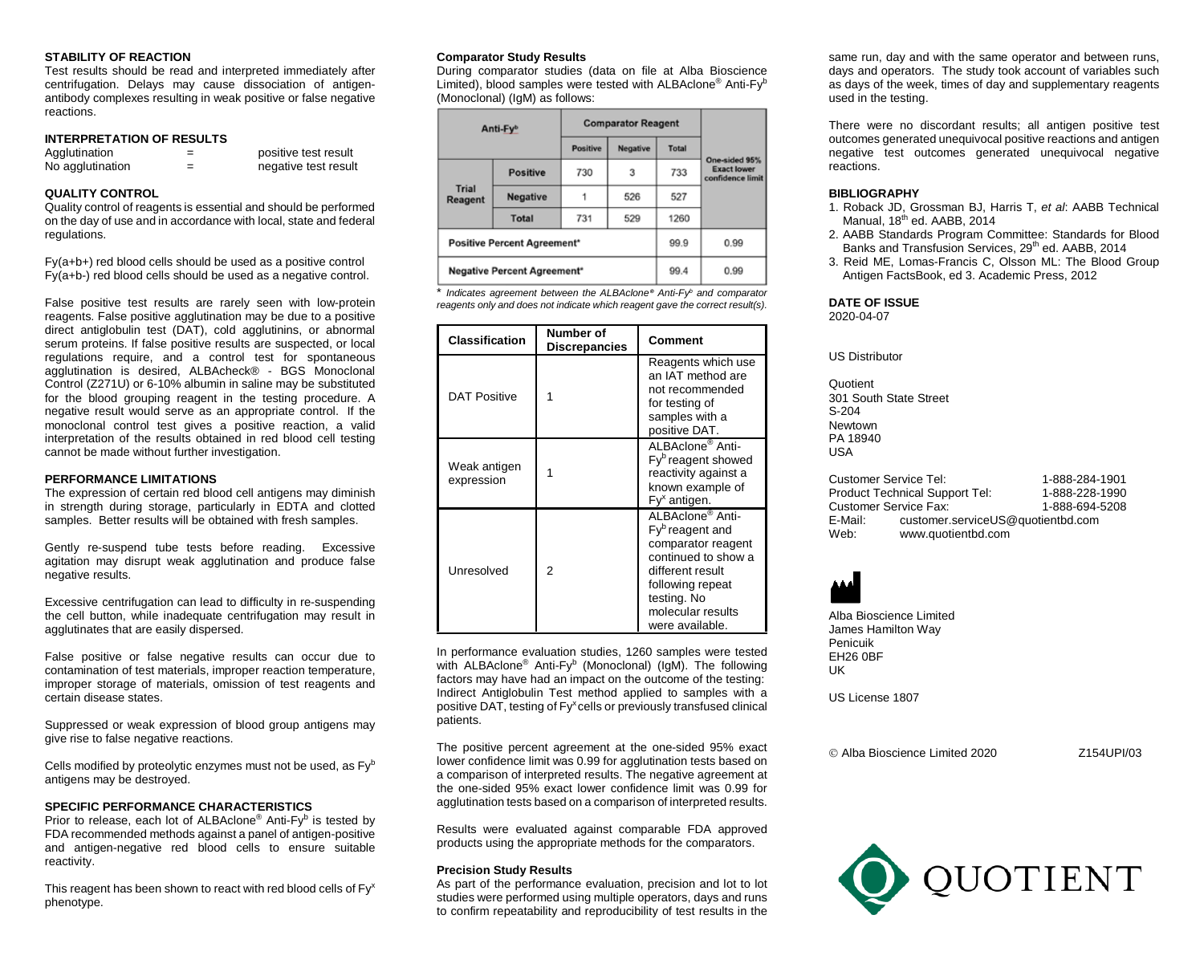### STABILITY OF REACTION

Test results should be read and interpreted immediately after centrifugation. Delays may cause dissociation of antigen-antibody complexes resulting in weak positive or false negative reactions.

### INTERPRETATION OF RESULTS

| | | |
|---|---|---|
| Agglutination | = | positive test result |
| No agglutination | = | negative test result |

### QUALITY CONTROL

Quality control of reagents is essential and should be performed on the day of use and in accordance with local, state and federal regulations.

Fy(a+b+) red blood cells should be used as a positive control
Fy(a+b-) red blood cells should be used as a negative control.

False positive test results are rarely seen with low-protein reagents. False positive agglutination may be due to a positive direct antiglobulin test (DAT), cold agglutinins, or abnormal serum proteins. If false positive results are suspected, or local regulations require, and a control test for spontaneous agglutination is desired, ALBAcheck® - BGS Monoclonal Control (Z271U) or 6-10% albumin in saline may be substituted for the blood grouping reagent in the testing procedure. A negative result would serve as an appropriate control. If the monoclonal control test gives a positive reaction, a valid interpretation of the results obtained in red blood cell testing cannot be made without further investigation.

### PERFORMANCE LIMITATIONS

The expression of certain red blood cell antigens may diminish in strength during storage, particularly in EDTA and clotted samples. Better results will be obtained with fresh samples.

Gently re-suspend tube tests before reading. Excessive agitation may disrupt weak agglutination and produce false negative results.

Excessive centrifugation can lead to difficulty in re-suspending the cell button, while inadequate centrifugation may result in agglutinates that are easily dispersed.

False positive or false negative results can occur due to contamination of test materials, improper reaction temperature, improper storage of materials, omission of test reagents and certain disease states.

Suppressed or weak expression of blood group antigens may give rise to false negative reactions.

Cells modified by proteolytic enzymes must not be used, as Fy$^b$ antigens may be destroyed.

### SPECIFIC PERFORMANCE CHARACTERISTICS

Prior to release, each lot of ALBAclone® Anti-Fy$^b$ is tested by FDA recommended methods against a panel of antigen-positive and antigen-negative red blood cells to ensure suitable reactivity.

This reagent has been shown to react with red blood cells of Fy$^x$ phenotype.

### Comparator Study Results

During comparator studies (data on file at Alba Bioscience Limited), blood samples were tested with ALBAclone® Anti-Fy$^b$ (Monoclonal) (IgM) as follows:

| Anti-Fy$^b$ | | Comparator Reagent | | | One-sided 95% Exact lower confidence limit |
|---|---|---|---|---|---|
| | | Positive | Negative | Total | |
| Trial Reagent | Positive | 730 | 3 | 733 | |
| | Negative | 1 | 526 | 527 | |
| | Total | 731 | 529 | 1260 | |
| Positive Percent Agreement* | | | | 99.9 | 0.99 |
| Negative Percent Agreement* | | | | 99.4 | 0.99 |

*\* Indicates agreement between the ALBAclone® Anti-Fy$^b$ and comparator reagents only and does not indicate which reagent gave the correct result(s).*

| Classification | Number of Discrepancies | Comment |
|---|---|---|
| DAT Positive | 1 | Reagents which use an IAT method are not recommended for testing of samples with a positive DAT. |
| Weak antigen expression | 1 | ALBAclone® Anti-Fy$^b$ reagent showed reactivity against a known example of Fy$^x$ antigen. |
| Unresolved | 2 | ALBAclone® Anti-Fy$^b$ reagent and comparator reagent continued to show a different result following repeat testing. No molecular results were available. |

In performance evaluation studies, 1260 samples were tested with ALBAclone® Anti-Fy$^b$ (Monoclonal) (IgM). The following factors may have had an impact on the outcome of the testing: Indirect Antiglobulin Test method applied to samples with a positive DAT, testing of Fy$^x$ cells or previously transfused clinical patients.

The positive percent agreement at the one-sided 95% exact lower confidence limit was 0.99 for agglutination tests based on a comparison of interpreted results. The negative agreement at the one-sided 95% exact lower confidence limit was 0.99 for agglutination tests based on a comparison of interpreted results.

Results were evaluated against comparable FDA approved products using the appropriate methods for the comparators.

### Precision Study Results

As part of the performance evaluation, precision and lot to lot studies were performed using multiple operators, days and runs to confirm repeatability and reproducibility of test results in the same run, day and with the same operator and between runs, days and operators. The study took account of variables such as days of the week, times of day and supplementary reagents used in the testing.

There were no discordant results; all antigen positive test outcomes generated unequivocal positive reactions and antigen negative test outcomes generated unequivocal negative reactions.

### BIBLIOGRAPHY

1. Roback JD, Grossman BJ, Harris T, *et al*: AABB Technical Manual, 18$^{th}$ ed. AABB, 2014
2. AABB Standards Program Committee: Standards for Blood Banks and Transfusion Services, 29$^{th}$ ed. AABB, 2014
3. Reid ME, Lomas-Francis C, Olsson ML: The Blood Group Antigen FactsBook, ed 3. Academic Press, 2012

### DATE OF ISSUE

2020-04-07

US Distributor

Quotient
301 South State Street
S-204
Newtown
PA 18940
USA

| | |
|---|---|
| Customer Service Tel: | 1-888-284-1901 |
| Product Technical Support Tel: | 1-888-228-1990 |
| Customer Service Fax: | 1-888-694-5208 |
| E-Mail: | customer.serviceUS@quotientbd.com |
| Web: | www.quotientbd.com |

Alba Bioscience Limited
James Hamilton Way
Penicuik
EH26 0BF
UK

US License 1807

© Alba Bioscience Limited 2020 Z154UPI/03

QUOTIENT